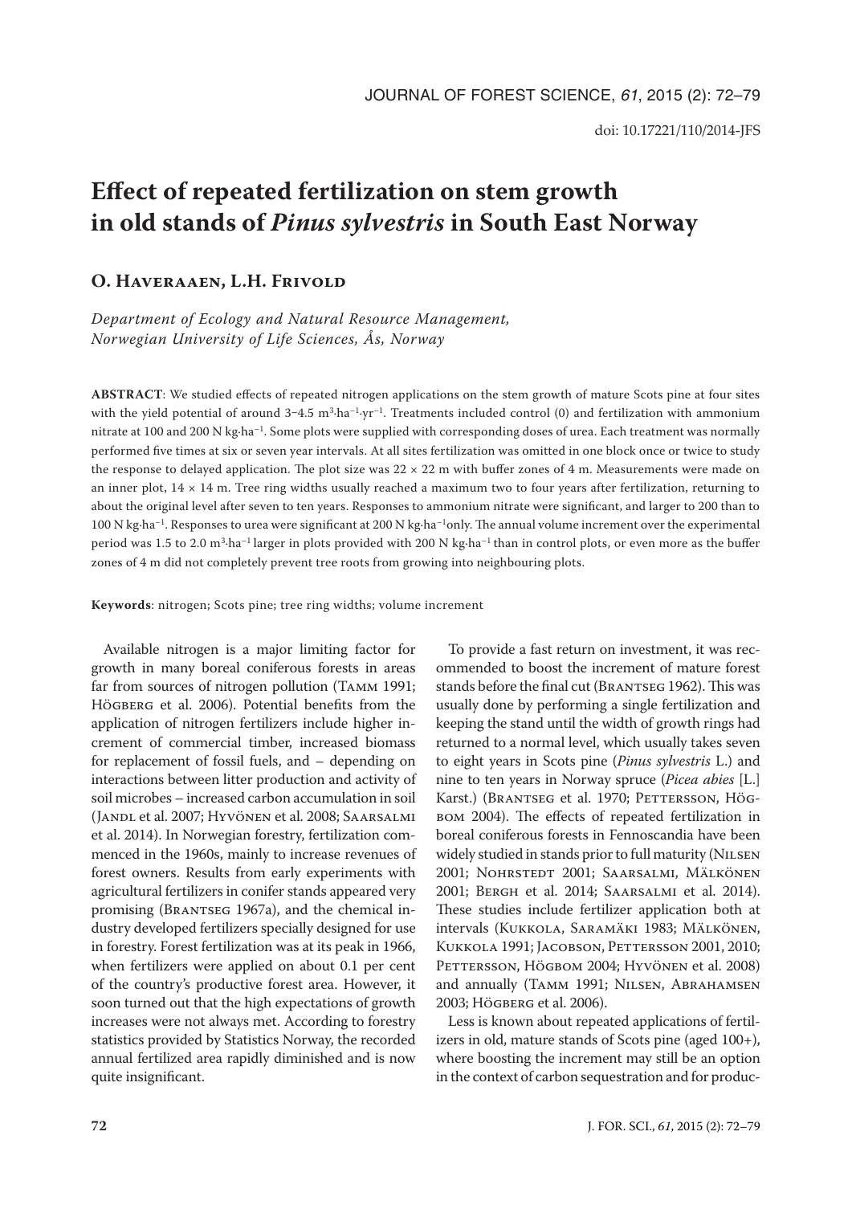doi: 10.17221/110/2014-JFS

# Effect of repeated fertilization on stem growth in old stands of *Pinus sylvestris* in South East Norway

## O. Haveraaen, L.H. Frivold

*Department of Ecology and Natural Resource Management, Norwegian University of Life Sciences, Ås, Norway*

**ABSTRACT**: We studied effects of repeated nitrogen applications on the stem growth of mature Scots pine at four sites with the yield potential of around 3–4.5 $m^3 \cdot ha^{-1} \cdot yr^{-1}$. Treatments included control (0) and fertilization with ammonium nitrate at 100 and 200 N $kg \cdot ha^{-1}$. Some plots were supplied with corresponding doses of urea. Each treatment was normally performed five times at six or seven year intervals. At all sites fertilization was omitted in one block once or twice to study the response to delayed application. The plot size was 22 × 22 m with buffer zones of 4 m. Measurements were made on an inner plot, 14 × 14 m. Tree ring widths usually reached a maximum two to four years after fertilization, returning to about the original level after seven to ten years. Responses to ammonium nitrate were significant, and larger to 200 than to 100 N $kg \cdot ha^{-1}$. Responses to urea were significant at 200 N $kg \cdot ha^{-1}$ only. The annual volume increment over the experimental period was 1.5 to 2.0 $m^3 \cdot ha^{-1}$ larger in plots provided with 200 N $kg \cdot ha^{-1}$ than in control plots, or even more as the buffer zones of 4 m did not completely prevent tree roots from growing into neighbouring plots.

**Keywords**: nitrogen; Scots pine; tree ring widths; volume increment

Available nitrogen is a major limiting factor for growth in many boreal coniferous forests in areas far from sources of nitrogen pollution (Tamm 1991; Högberg et al. 2006). Potential benefits from the application of nitrogen fertilizers include higher increment of commercial timber, increased biomass for replacement of fossil fuels, and – depending on interactions between litter production and activity of soil microbes – increased carbon accumulation in soil (Jandl et al. 2007; Hyvönen et al. 2008; Saarsalmi et al. 2014). In Norwegian forestry, fertilization commenced in the 1960s, mainly to increase revenues of forest owners. Results from early experiments with agricultural fertilizers in conifer stands appeared very promising (Brantseg 1967a), and the chemical industry developed fertilizers specially designed for use in forestry. Forest fertilization was at its peak in 1966, when fertilizers were applied on about 0.1 per cent of the country's productive forest area. However, it soon turned out that the high expectations of growth increases were not always met. According to forestry statistics provided by Statistics Norway, the recorded annual fertilized area rapidly diminished and is now quite insignificant.

To provide a fast return on investment, it was recommended to boost the increment of mature forest stands before the final cut (Brantseg 1962). This was usually done by performing a single fertilization and keeping the stand until the width of growth rings had returned to a normal level, which usually takes seven to eight years in Scots pine (*Pinus sylvestris* L.) and nine to ten years in Norway spruce (*Picea abies* [L.] Karst.) (Brantseg et al. 1970; Pettersson, Högbom 2004). The effects of repeated fertilization in boreal coniferous forests in Fennoscandia have been widely studied in stands prior to full maturity (Nilsen 2001; Nohrstedt 2001; Saarsalmi, Mälkönen 2001; Bergh et al. 2014; Saarsalmi et al. 2014). These studies include fertilizer application both at intervals (Kukkola, Saramäki 1983; Mälkönen, Kukkola 1991; Jacobson, Pettersson 2001, 2010; Pettersson, Högbom 2004; Hyvönen et al. 2008) and annually (Tamm 1991; Nilsen, Abrahamsen 2003; Högberg et al. 2006).

Less is known about repeated applications of fertilizers in old, mature stands of Scots pine (aged 100+), where boosting the increment may still be an option in the context of carbon sequestration and for produc-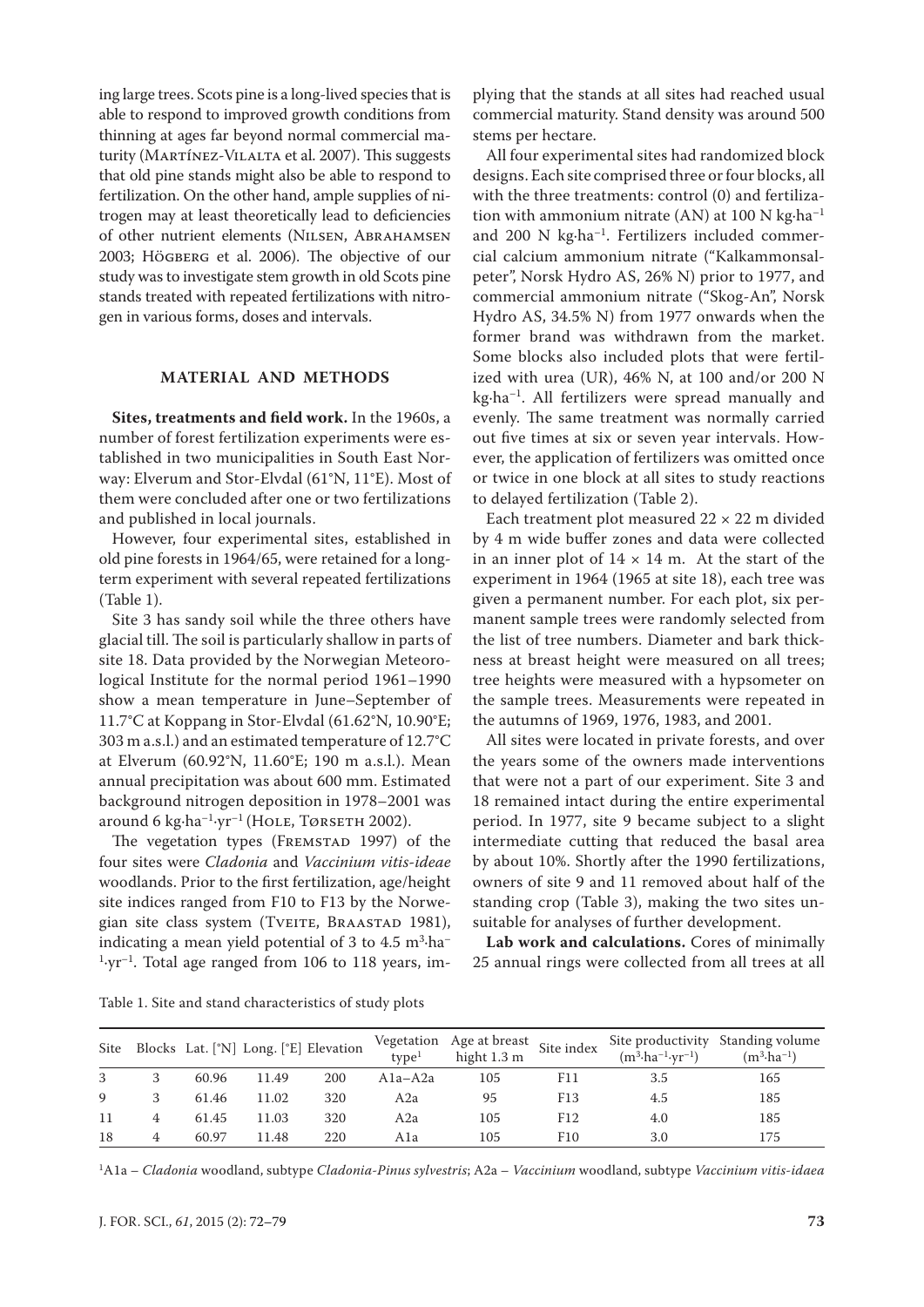ing large trees. Scots pine is a long-lived species that is able to respond to improved growth conditions from thinning at ages far beyond normal commercial maturity (Martínez-Vilalta et al. 2007). This suggests that old pine stands might also be able to respond to fertilization. On the other hand, ample supplies of nitrogen may at least theoretically lead to deficiencies of other nutrient elements (Nilsen, Abrahamsen 2003; Högberg et al. 2006). The objective of our study was to investigate stem growth in old Scots pine stands treated with repeated fertilizations with nitrogen in various forms, doses and intervals.

## MATERIAL AND METHODS

**Sites, treatments and field work.** In the 1960s, a number of forest fertilization experiments were established in two municipalities in South East Norway: Elverum and Stor-Elvdal (61°N, 11°E). Most of them were concluded after one or two fertilizations and published in local journals.

However, four experimental sites, established in old pine forests in 1964/65, were retained for a long-term experiment with several repeated fertilizations (Table 1).

Site 3 has sandy soil while the three others have glacial till. The soil is particularly shallow in parts of site 18. Data provided by the Norwegian Meteorological Institute for the normal period 1961–1990 show a mean temperature in June–September of 11.7°C at Koppang in Stor-Elvdal (61.62°N, 10.90°E; 303 m a.s.l.) and an estimated temperature of 12.7°C at Elverum (60.92°N, 11.60°E; 190 m a.s.l.). Mean annual precipitation was about 600 mm. Estimated background nitrogen deposition in 1978–2001 was around 6 kg·ha$^{-1}$·yr$^{-1}$ (Hole, Tørseth 2002).

The vegetation types (Fremstad 1997) of the four sites were *Cladonia* and *Vaccinium vitis-ideae* woodlands. Prior to the first fertilization, age/height site indices ranged from F10 to F13 by the Norwegian site class system (Tveite, Braastad 1981), indicating a mean yield potential of 3 to 4.5 m$^3$·ha$^{-1}$·yr$^{-1}$. Total age ranged from 106 to 118 years, implying that the stands at all sites had reached usual commercial maturity. Stand density was around 500 stems per hectare.

All four experimental sites had randomized block designs. Each site comprised three or four blocks, all with the three treatments: control (0) and fertilization with ammonium nitrate (AN) at 100 N kg·ha$^{-1}$ and 200 N kg·ha$^{-1}$. Fertilizers included commercial calcium ammonium nitrate ("Kalkammonsalpeter", Norsk Hydro AS, 26% N) prior to 1977, and commercial ammonium nitrate ("Skog-An", Norsk Hydro AS, 34.5% N) from 1977 onwards when the former brand was withdrawn from the market. Some blocks also included plots that were fertilized with urea (UR), 46% N, at 100 and/or 200 N kg·ha$^{-1}$. All fertilizers were spread manually and evenly. The same treatment was normally carried out five times at six or seven year intervals. However, the application of fertilizers was omitted once or twice in one block at all sites to study reactions to delayed fertilization (Table 2).

Each treatment plot measured 22 × 22 m divided by 4 m wide buffer zones and data were collected in an inner plot of 14 × 14 m. At the start of the experiment in 1964 (1965 at site 18), each tree was given a permanent number. For each plot, six permanent sample trees were randomly selected from the list of tree numbers. Diameter and bark thickness at breast height were measured on all trees; tree heights were measured with a hypsometer on the sample trees. Measurements were repeated in the autumns of 1969, 1976, 1983, and 2001.

All sites were located in private forests, and over the years some of the owners made interventions that were not a part of our experiment. Site 3 and 18 remained intact during the entire experimental period. In 1977, site 9 became subject to a slight intermediate cutting that reduced the basal area by about 10%. Shortly after the 1990 fertilizations, owners of site 9 and 11 removed about half of the standing crop (Table 3), making the two sites unsuitable for analyses of further development.

**Lab work and calculations.** Cores of minimally 25 annual rings were collected from all trees at all

Table 1. Site and stand characteristics of study plots

| Site | Blocks | Lat. [°N] | Long. [°E] | Elevation | Vegetation type[1] | Age at breast hight 1.3 m | Site index | Site productivity (m$^3$·ha$^{-1}$·yr$^{-1}$) | Standing volume (m$^3$·ha$^{-1}$) |
|---|---|---|---|---|---|---|---|---|---|
| 3 | 3 | 60.96 | 11.49 | 200 | A1a–A2a | 105 | F11 | 3.5 | 165 |
| 9 | 3 | 61.46 | 11.02 | 320 | A2a | 95 | F13 | 4.5 | 185 |
| 11 | 4 | 61.45 | 11.03 | 320 | A2a | 105 | F12 | 4.0 | 185 |
| 18 | 4 | 60.97 | 11.48 | 220 | A1a | 105 | F10 | 3.0 | 175 |

[1]A1a – *Cladonia* woodland, subtype *Cladonia-Pinus sylvestris*; A2a – *Vaccinium* woodland, subtype *Vaccinium vitis-idaea*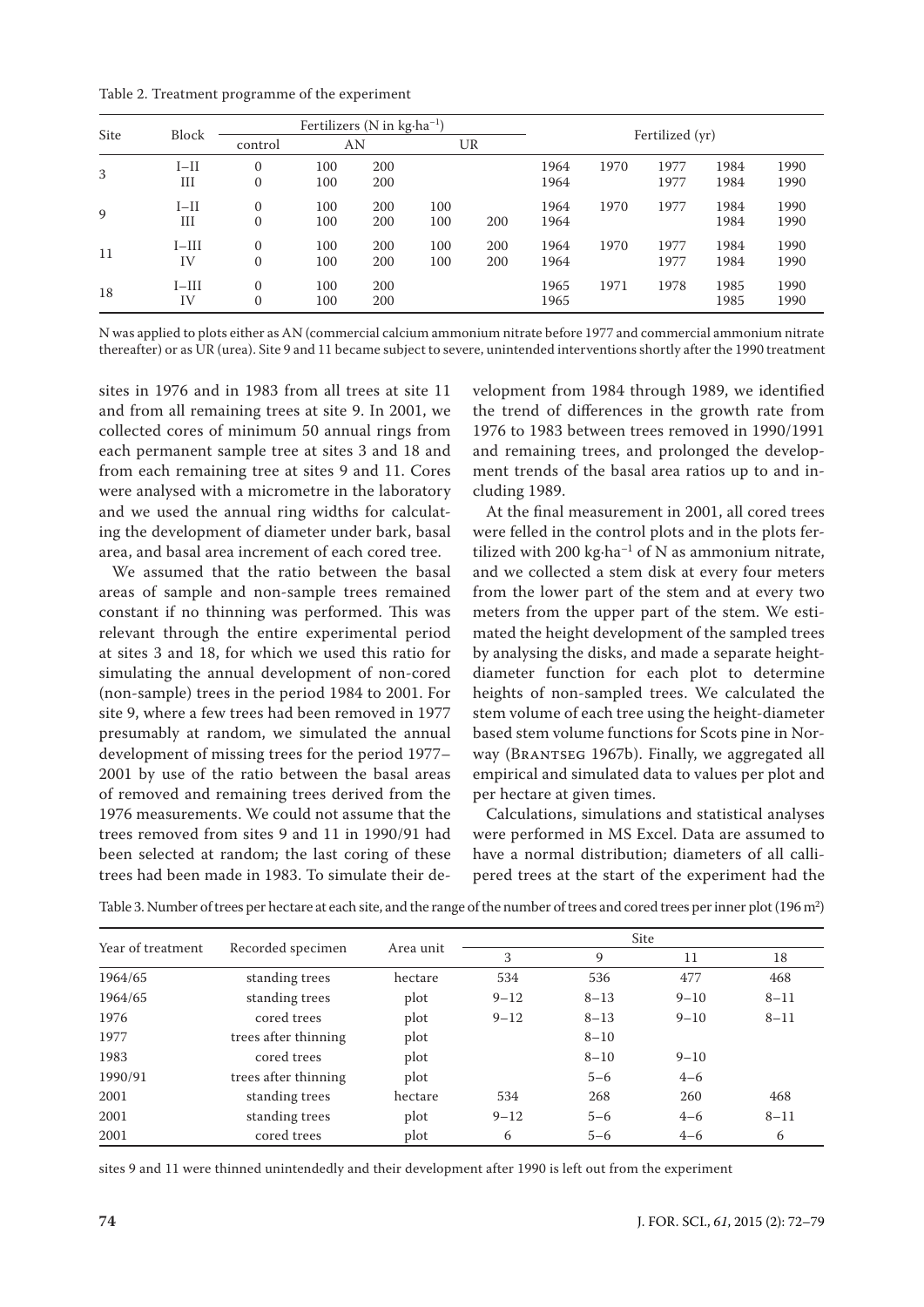Table 2. Treatment programme of the experiment

| Site | Block | Fertilizers (N in kg·ha$^{-1}$) | | | | | Fertilized (yr) | | | | |
|---|---|---|---|---|---|---|---|---|---|---|---|
| | | control | AN | | UR | | | | | | |
| 3 | I–II | 0 | 100 | 200 | | | 1964 | 1970 | 1977 | 1984 | 1990 |
| | III | 0 | 100 | 200 | | | 1964 | | 1977 | 1984 | 1990 |
| 9 | I–II | 0 | 100 | 200 | 100 | | 1964 | 1970 | 1977 | 1984 | 1990 |
| | III | 0 | 100 | 200 | 100 | 200 | 1964 | | | 1984 | 1990 |
| 11 | I–III | 0 | 100 | 200 | 100 | 200 | 1964 | 1970 | 1977 | 1984 | 1990 |
| | IV | 0 | 100 | 200 | 100 | 200 | 1964 | | 1977 | 1984 | 1990 |
| 18 | I–III | 0 | 100 | 200 | | | 1965 | 1971 | 1978 | 1985 | 1990 |
| | IV | 0 | 100 | 200 | | | 1965 | | | 1985 | 1990 |

N was applied to plots either as AN (commercial calcium ammonium nitrate before 1977 and commercial ammonium nitrate thereafter) or as UR (urea). Site 9 and 11 became subject to severe, unintended interventions shortly after the 1990 treatment

sites in 1976 and in 1983 from all trees at site 11 and from all remaining trees at site 9. In 2001, we collected cores of minimum 50 annual rings from each permanent sample tree at sites 3 and 18 and from each remaining tree at sites 9 and 11. Cores were analysed with a micrometre in the laboratory and we used the annual ring widths for calculating the development of diameter under bark, basal area, and basal area increment of each cored tree.

We assumed that the ratio between the basal areas of sample and non-sample trees remained constant if no thinning was performed. This was relevant through the entire experimental period at sites 3 and 18, for which we used this ratio for simulating the annual development of non-cored (non-sample) trees in the period 1984 to 2001. For site 9, where a few trees had been removed in 1977 presumably at random, we simulated the annual development of missing trees for the period 1977–2001 by use of the ratio between the basal areas of removed and remaining trees derived from the 1976 measurements. We could not assume that the trees removed from sites 9 and 11 in 1990/91 had been selected at random; the last coring of these trees had been made in 1983. To simulate their development from 1984 through 1989, we identified the trend of differences in the growth rate from 1976 to 1983 between trees removed in 1990/1991 and remaining trees, and prolonged the development trends of the basal area ratios up to and including 1989.

At the final measurement in 2001, all cored trees were felled in the control plots and in the plots fertilized with 200 kg·ha$^{-1}$ of N as ammonium nitrate, and we collected a stem disk at every four meters from the lower part of the stem and at every two meters from the upper part of the stem. We estimated the height development of the sampled trees by analysing the disks, and made a separate height-diameter function for each plot to determine heights of non-sampled trees. We calculated the stem volume of each tree using the height-diameter based stem volume functions for Scots pine in Norway (Brantseg 1967b). Finally, we aggregated all empirical and simulated data to values per plot and per hectare at given times.

Calculations, simulations and statistical analyses were performed in MS Excel. Data are assumed to have a normal distribution; diameters of all callipered trees at the start of the experiment had the

Table 3. Number of trees per hectare at each site, and the range of the number of trees and cored trees per inner plot (196 m$^2$)

| Year of treatment | Recorded specimen | Area unit | Site | | | |
|---|---|---|---|---|---|---|
| | | | 3 | 9 | 11 | 18 |
| 1964/65 | standing trees | hectare | 534 | 536 | 477 | 468 |
| 1964/65 | standing trees | plot | 9–12 | 8–13 | 9–10 | 8–11 |
| 1976 | cored trees | plot | 9–12 | 8–13 | 9–10 | 8–11 |
| 1977 | trees after thinning | plot | | 8–10 | | |
| 1983 | cored trees | plot | | 8–10 | 9–10 | |
| 1990/91 | trees after thinning | plot | | 5–6 | 4–6 | |
| 2001 | standing trees | hectare | 534 | 268 | 260 | 468 |
| 2001 | standing trees | plot | 9–12 | 5–6 | 4–6 | 8–11 |
| 2001 | cored trees | plot | 6 | 5–6 | 4–6 | 6 |

sites 9 and 11 were thinned unintendedly and their development after 1990 is left out from the experiment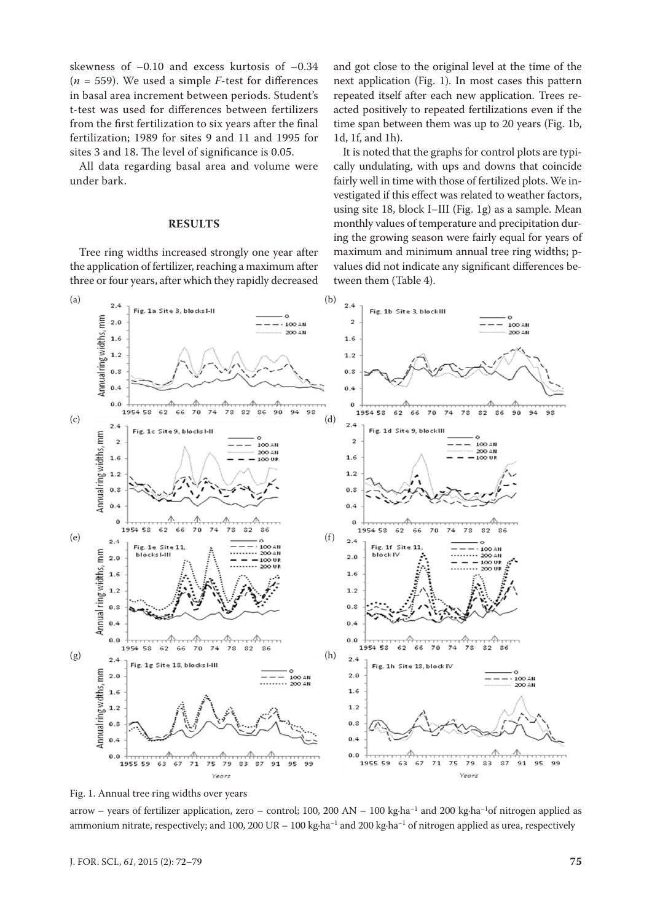skewness of –0.10 and excess kurtosis of –0.34 ($n$ = 559). We used a simple $F$-test for differences in basal area increment between periods. Student's t-test was used for differences between fertilizers from the first fertilization to six years after the final fertilization; 1989 for sites 9 and 11 and 1995 for sites 3 and 18. The level of significance is 0.05.

All data regarding basal area and volume were under bark.

## RESULTS

Tree ring widths increased strongly one year after the application of fertilizer, reaching a maximum after three or four years, after which they rapidly decreased and got close to the original level at the time of the next application (Fig. 1). In most cases this pattern repeated itself after each new application. Trees reacted positively to repeated fertilizations even if the time span between them was up to 20 years (Fig. 1b, 1d, 1f, and 1h).

It is noted that the graphs for control plots are typically undulating, with ups and downs that coincide fairly well in time with those of fertilized plots. We investigated if this effect was related to weather factors, using site 18, block I–III (Fig. 1g) as a sample. Mean monthly values of temperature and precipitation during the growing season were fairly equal for years of maximum and minimum annual tree ring widths; p-values did not indicate any significant differences between them (Table 4).

Fig. 1. Annual tree ring widths over years

arrow – years of fertilizer application, zero – control; 100, 200 AN – 100 kg·ha$^{-1}$ and 200 kg·ha$^{-1}$of nitrogen applied as ammonium nitrate, respectively; and 100, 200 UR – 100 kg·ha$^{-1}$ and 200 kg·ha$^{-1}$ of nitrogen applied as urea, respectively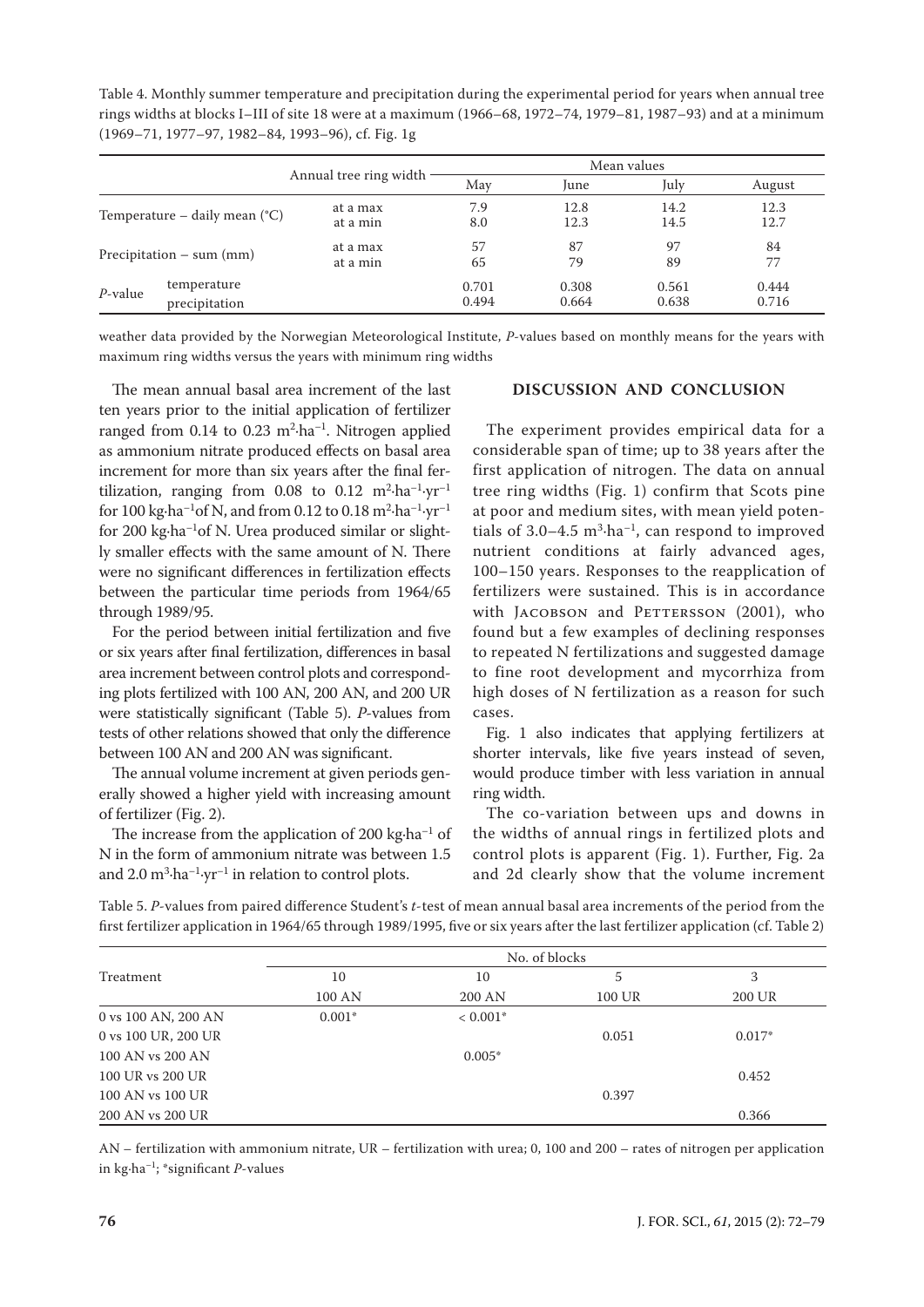Table 4. Monthly summer temperature and precipitation during the experimental period for years when annual tree rings widths at blocks I–III of site 18 were at a maximum (1966–68, 1972–74, 1979–81, 1987–93) and at a minimum (1969–71, 1977–97, 1982–84, 1993–96), cf. Fig. 1g

| | | Annual tree ring width | Mean values | | | |
|---|---|---|---|---|---|---|
| | | | May | June | July | August |
| Temperature – daily mean (°C) | | at a max | 7.9 | 12.8 | 14.2 | 12.3 |
| | | at a min | 8.0 | 12.3 | 14.5 | 12.7 |
| Precipitation – sum (mm) | | at a max | 57 | 87 | 97 | 84 |
| | | at a min | 65 | 79 | 89 | 77 |
| *P*-value | temperature | | 0.701 | 0.308 | 0.561 | 0.444 |
| | precipitation | | 0.494 | 0.664 | 0.638 | 0.716 |

weather data provided by the Norwegian Meteorological Institute, *P*-values based on monthly means for the years with maximum ring widths versus the years with minimum ring widths

The mean annual basal area increment of the last ten years prior to the initial application of fertilizer ranged from 0.14 to 0.23 $m^2 \cdot ha^{-1}$. Nitrogen applied as ammonium nitrate produced effects on basal area increment for more than six years after the final fertilization, ranging from 0.08 to 0.12 $m^2 \cdot ha^{-1} \cdot yr^{-1}$ for 100 $kg \cdot ha^{-1}$ of N, and from 0.12 to 0.18 $m^2 \cdot ha^{-1} \cdot yr^{-1}$ for 200 $kg \cdot ha^{-1}$ of N. Urea produced similar or slightly smaller effects with the same amount of N. There were no significant differences in fertilization effects between the particular time periods from 1964/65 through 1989/95.

For the period between initial fertilization and five or six years after final fertilization, differences in basal area increment between control plots and corresponding plots fertilized with 100 AN, 200 AN, and 200 UR were statistically significant (Table 5). *P*-values from tests of other relations showed that only the difference between 100 AN and 200 AN was significant.

The annual volume increment at given periods generally showed a higher yield with increasing amount of fertilizer (Fig. 2).

The increase from the application of 200 $kg \cdot ha^{-1}$ of N in the form of ammonium nitrate was between 1.5 and 2.0 $m^3 \cdot ha^{-1} \cdot yr^{-1}$ in relation to control plots.

## DISCUSSION AND CONCLUSION

The experiment provides empirical data for a considerable span of time; up to 38 years after the first application of nitrogen. The data on annual tree ring widths (Fig. 1) confirm that Scots pine at poor and medium sites, with mean yield potentials of 3.0–4.5 $m^3 \cdot ha^{-1}$, can respond to improved nutrient conditions at fairly advanced ages, 100–150 years. Responses to the reapplication of fertilizers were sustained. This is in accordance with Jacobson and Pettersson (2001), who found but a few examples of declining responses to repeated N fertilizations and suggested damage to fine root development and mycorrhiza from high doses of N fertilization as a reason for such cases.

Fig. 1 also indicates that applying fertilizers at shorter intervals, like five years instead of seven, would produce timber with less variation in annual ring width.

The co-variation between ups and downs in the widths of annual rings in fertilized plots and control plots is apparent (Fig. 1). Further, Fig. 2a and 2d clearly show that the volume increment

Table 5. *P*-values from paired difference Student's *t*-test of mean annual basal area increments of the period from the first fertilizer application in 1964/65 through 1989/1995, five or six years after the last fertilizer application (cf. Table 2)

| Treatment | No. of blocks | | | |
|---|---|---|---|---|
| | 10 | 10 | 5 | 3 |
| | 100 AN | 200 AN | 100 UR | 200 UR |
| 0 vs 100 AN, 200 AN | 0.001* | < 0.001* | | |
| 0 vs 100 UR, 200 UR | | | 0.051 | 0.017* |
| 100 AN vs 200 AN | | 0.005* | | |
| 100 UR vs 200 UR | | | | 0.452 |
| 100 AN vs 100 UR | | | 0.397 | |
| 200 AN vs 200 UR | | | | 0.366 |

AN – fertilization with ammonium nitrate, UR – fertilization with urea; 0, 100 and 200 – rates of nitrogen per application in $kg \cdot ha^{-1}$; *significant *P*-values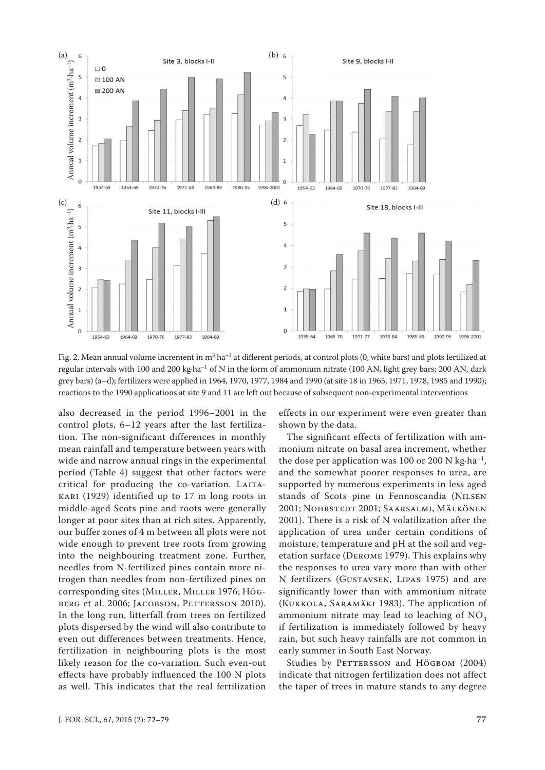Fig. 2. Mean annual volume increment in $m^3 \cdot ha^{-1}$ at different periods, at control plots (0, white bars) and plots fertilized at regular intervals with 100 and 200 $kg \cdot ha^{-1}$ of N in the form of ammonium nitrate (100 AN, light grey bars; 200 AN, dark grey bars) (a–d); fertilizers were applied in 1964, 1970, 1977, 1984 and 1990 (at site 18 in 1965, 1971, 1978, 1985 and 1990); reactions to the 1990 applications at site 9 and 11 are left out because of subsequent non-experimental interventions

also decreased in the period 1996–2001 in the control plots, 6–12 years after the last fertilization. The non-significant differences in monthly mean rainfall and temperature between years with wide and narrow annual rings in the experimental period (Table 4) suggest that other factors were critical for producing the co-variation. Laitakari (1929) identified up to 17 m long roots in middle-aged Scots pine and roots were generally longer at poor sites than at rich sites. Apparently, our buffer zones of 4 m between all plots were not wide enough to prevent tree roots from growing into the neighbouring treatment zone. Further, needles from N-fertilized pines contain more nitrogen than needles from non-fertilized pines on corresponding sites (Miller, Miller 1976; Högberg et al. 2006; Jacobson, Pettersson 2010). In the long run, litterfall from trees on fertilized plots dispersed by the wind will also contribute to even out differences between treatments. Hence, fertilization in neighbouring plots is the most likely reason for the co-variation. Such even-out effects have probably influenced the 100 N plots as well. This indicates that the real fertilization effects in our experiment were even greater than shown by the data.

The significant effects of fertilization with ammonium nitrate on basal area increment, whether the dose per application was 100 or 200 N $kg \cdot ha^{-1}$, and the somewhat poorer responses to urea, are supported by numerous experiments in less aged stands of Scots pine in Fennoscandia (Nilsen 2001; Nohrstedt 2001; Saarsalmi, Mälkönen 2001). There is a risk of N volatilization after the application of urea under certain conditions of moisture, temperature and pH at the soil and vegetation surface (Derome 1979). This explains why the responses to urea vary more than with other N fertilizers (Gustavsen, Lipas 1975) and are significantly lower than with ammonium nitrate (Kukkola, Saramäki 1983). The application of ammonium nitrate may lead to leaching of $NO_3$ if fertilization is immediately followed by heavy rain, but such heavy rainfalls are not common in early summer in South East Norway.

Studies by Pettersson and Högbom (2004) indicate that nitrogen fertilization does not affect the taper of trees in mature stands to any degree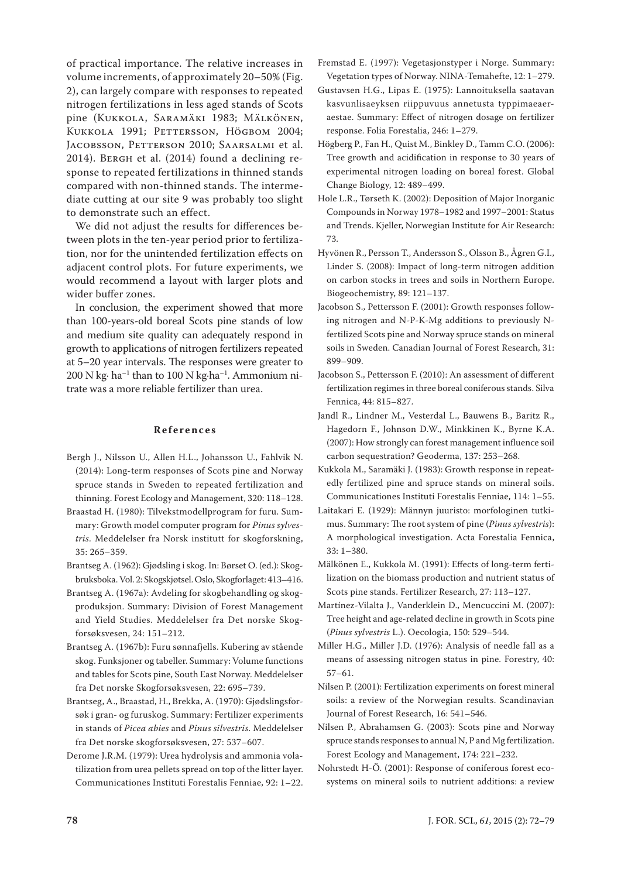of practical importance. The relative increases in volume increments, of approximately 20–50% (Fig. 2), can largely compare with responses to repeated nitrogen fertilizations in less aged stands of Scots pine (Kukkola, Saramäki 1983; Mälkönen, Kukkola 1991; Pettersson, Högbom 2004; Jacobsson, Petterson 2010; Saarsalmi et al. 2014). Bergh et al. (2014) found a declining response to repeated fertilizations in thinned stands compared with non-thinned stands. The intermediate cutting at our site 9 was probably too slight to demonstrate such an effect.

We did not adjust the results for differences between plots in the ten-year period prior to fertilization, nor for the unintended fertilization effects on adjacent control plots. For future experiments, we would recommend a layout with larger plots and wider buffer zones.

In conclusion, the experiment showed that more than 100-years-old boreal Scots pine stands of low and medium site quality can adequately respond in growth to applications of nitrogen fertilizers repeated at 5–20 year intervals. The responses were greater to 200 N kg·ha$^{-1}$ than to 100 N kg·ha$^{-1}$. Ammonium nitrate was a more reliable fertilizer than urea.

## References

Bergh J., Nilsson U., Allen H.L., Johansson U., Fahlvik N. (2014): Long-term responses of Scots pine and Norway spruce stands in Sweden to repeated fertilization and thinning. Forest Ecology and Management, 320: 118–128.

Braastad H. (1980): Tilvekstmodellprogram for furu. Summary: Growth model computer program for *Pinus sylvestris*. Meddelelser fra Norsk institutt for skogforskning, 35: 265–359.

Brantseg A. (1962): Gjødsling i skog. In: Børset O. (ed.): Skogbruksboka. Vol. 2: Skogskjøtsel. Oslo, Skogforlaget: 413–416.

Brantseg A. (1967a): Avdeling for skogbehandling og skogproduksjon. Summary: Division of Forest Management and Yield Studies. Meddelelser fra Det norske Skogforsøksvesen, 24: 151–212.

Brantseg A. (1967b): Furu sønnafjells. Kubering av stående skog. Funksjoner og tabeller. Summary: Volume functions and tables for Scots pine, South East Norway. Meddelelser fra Det norske Skogforsøksvesen, 22: 695–739.

Brantseg, A., Braastad, H., Brekka, A. (1970): Gjødslingsforsøk i gran- og furuskog. Summary: Fertilizer experiments in stands of *Picea abies* and *Pinus silvestris*. Meddelelser fra Det norske skogforsøksvesen, 27: 537–607.

Derome J.R.M. (1979): Urea hydrolysis and ammonia volatilization from urea pellets spread on top of the litter layer. Communicationes Instituti Forestalis Fenniae, 92: 1–22.

Fremstad E. (1997): Vegetasjonstyper i Norge. Summary: Vegetation types of Norway. NINA-Temahefte, 12: 1–279.

Gustavsen H.G., Lipas E. (1975): Lannoituksella saatavan kasvunlisaeyksen riippuvuus annetusta typpimaeaeraestae. Summary: Effect of nitrogen dosage on fertilizer response. Folia Forestalia, 246: 1–279.

Högberg P., Fan H., Quist M., Binkley D., Tamm C.O. (2006): Tree growth and acidification in response to 30 years of experimental nitrogen loading on boreal forest. Global Change Biology, 12: 489–499.

Hole L.R., Tørseth K. (2002): Deposition of Major Inorganic Compounds in Norway 1978–1982 and 1997–2001: Status and Trends. Kjeller, Norwegian Institute for Air Research: 73.

Hyvönen R., Persson T., Andersson S., Olsson B., Ågren G.I., Linder S. (2008): Impact of long-term nitrogen addition on carbon stocks in trees and soils in Northern Europe. Biogeochemistry, 89: 121–137.

Jacobson S., Pettersson F. (2001): Growth responses following nitrogen and N-P-K-Mg additions to previously N-fertilized Scots pine and Norway spruce stands on mineral soils in Sweden. Canadian Journal of Forest Research, 31: 899–909.

Jacobson S., Pettersson F. (2010): An assessment of different fertilization regimes in three boreal coniferous stands. Silva Fennica, 44: 815–827.

Jandl R., Lindner M., Vesterdal L., Bauwens B., Baritz R., Hagedorn F., Johnson D.W., Minkkinen K., Byrne K.A. (2007): How strongly can forest management influence soil carbon sequestration? Geoderma, 137: 253–268.

Kukkola M., Saramäki J. (1983): Growth response in repeatedly fertilized pine and spruce stands on mineral soils. Communicationes Instituti Forestalis Fenniae, 114: 1–55.

Laitakari E. (1929): Männyn juuristo: morfologinen tutkimus. Summary: The root system of pine (*Pinus sylvestris*): A morphological investigation. Acta Forestalia Fennica, 33: 1–380.

Mälkönen E., Kukkola M. (1991): Effects of long-term fertilization on the biomass production and nutrient status of Scots pine stands. Fertilizer Research, 27: 113–127.

Martínez-Vilalta J., Vanderklein D., Mencuccini M. (2007): Tree height and age-related decline in growth in Scots pine (*Pinus sylvestris* L.). Oecologia, 150: 529–544.

Miller H.G., Miller J.D. (1976): Analysis of needle fall as a means of assessing nitrogen status in pine. Forestry, 40: 57–61.

Nilsen P. (2001): Fertilization experiments on forest mineral soils: a review of the Norwegian results. Scandinavian Journal of Forest Research, 16: 541–546.

Nilsen P., Abrahamsen G. (2003): Scots pine and Norway spruce stands responses to annual N, P and Mg fertilization. Forest Ecology and Management, 174: 221–232.

Nohrstedt H-Ö. (2001): Response of coniferous forest ecosystems on mineral soils to nutrient additions: a review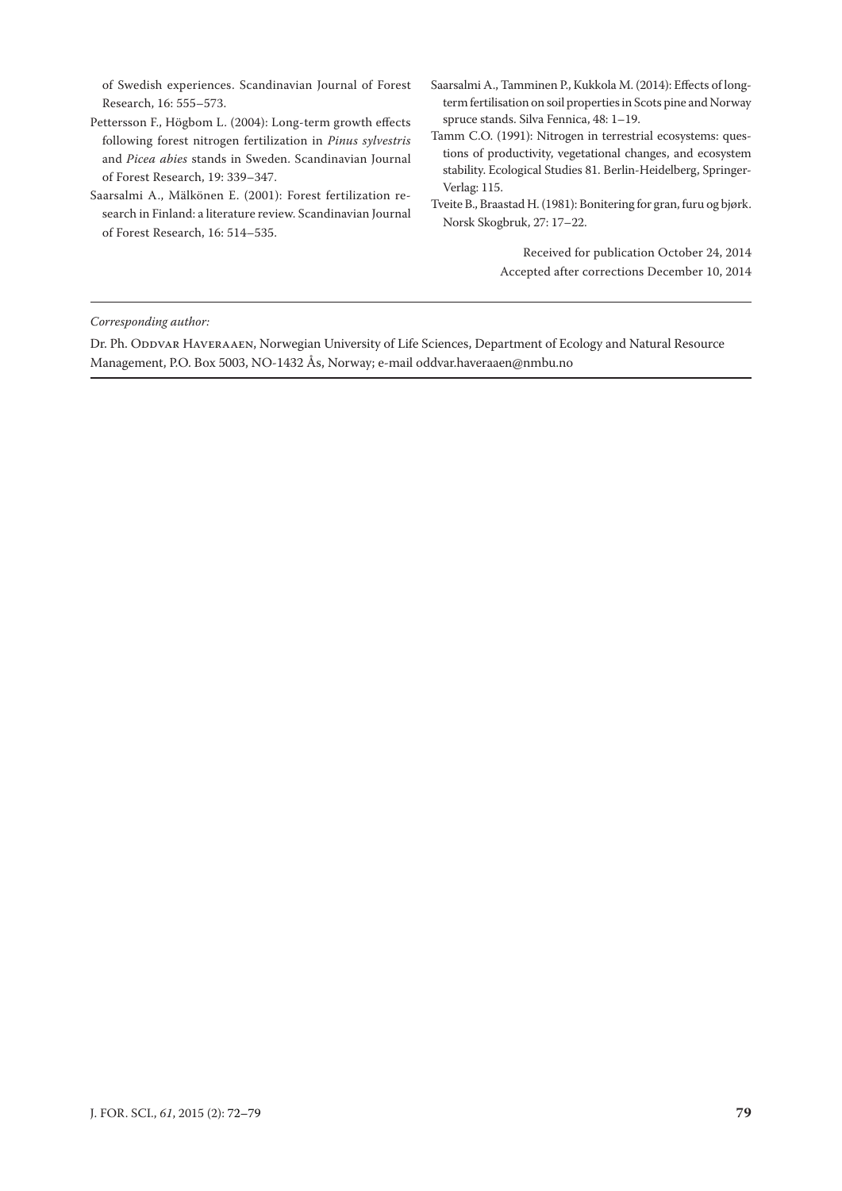of Swedish experiences. Scandinavian Journal of Forest Research, 16: 555–573.

Pettersson F., Högbom L. (2004): Long-term growth effects following forest nitrogen fertilization in *Pinus sylvestris* and *Picea abies* stands in Sweden. Scandinavian Journal of Forest Research, 19: 339–347.

Saarsalmi A., Mälkönen E. (2001): Forest fertilization research in Finland: a literature review. Scandinavian Journal of Forest Research, 16: 514–535.

Saarsalmi A., Tamminen P., Kukkola M. (2014): Effects of long-term fertilisation on soil properties in Scots pine and Norway spruce stands. Silva Fennica, 48: 1–19.

Tamm C.O. (1991): Nitrogen in terrestrial ecosystems: questions of productivity, vegetational changes, and ecosystem stability. Ecological Studies 81. Berlin-Heidelberg, Springer-Verlag: 115.

Tveite B., Braastad H. (1981): Bonitering for gran, furu og bjørk. Norsk Skogbruk, 27: 17–22.

Received for publication October 24, 2014
Accepted after corrections December 10, 2014

*Corresponding author:*

Dr. Ph. Oddvar Haveraaen, Norwegian University of Life Sciences, Department of Ecology and Natural Resource Management, P.O. Box 5003, NO-1432 Ås, Norway; e-mail oddvar.haveraaen@nmbu.no